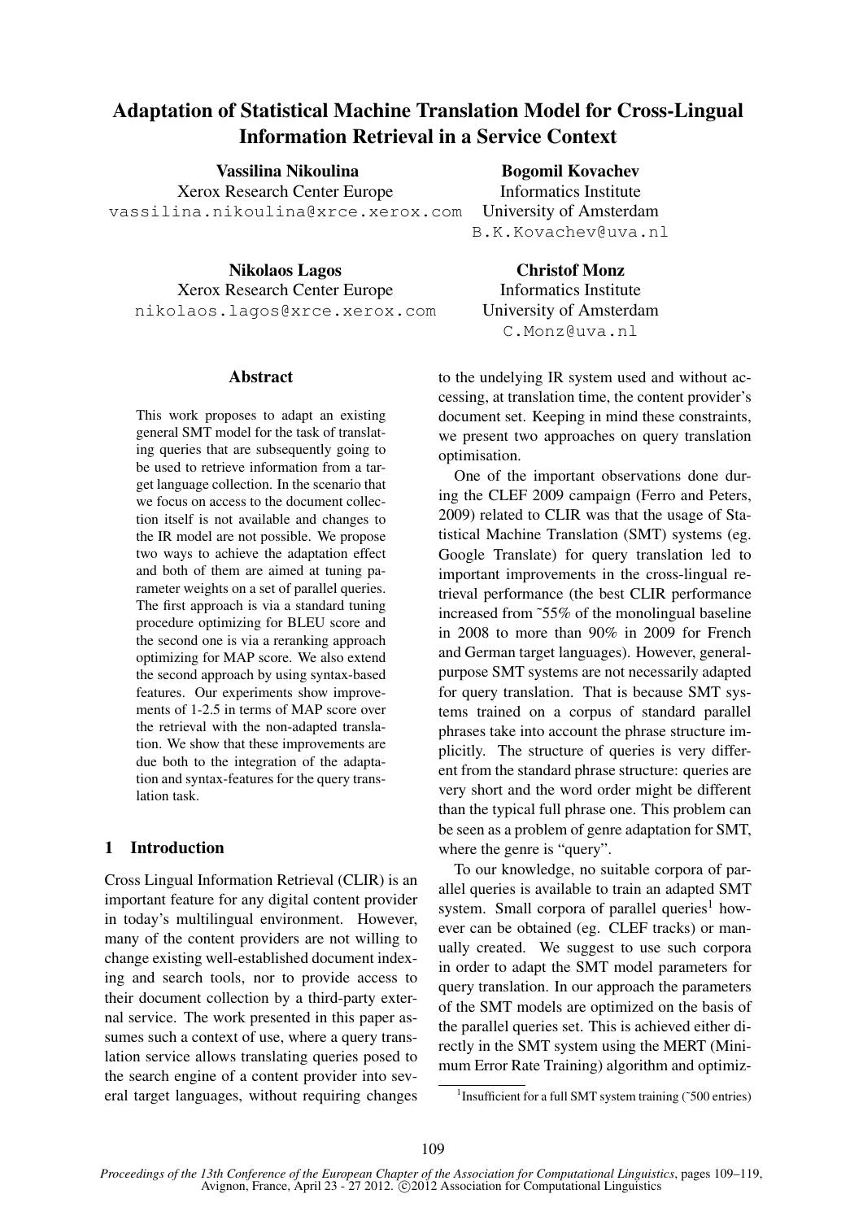# Adaptation of Statistical Machine Translation Model for Cross-Lingual Information Retrieval in a Service Context

**Vassilina Nikoulina**
Xerox Research Center Europe
vassilina.nikoulina@xrce.xerox.com

**Bogomil Kovachev**
Informatics Institute
University of Amsterdam
B.K.Kovachev@uva.nl

**Nikolaos Lagos**
Xerox Research Center Europe
nikolaos.lagos@xrce.xerox.com

**Christof Monz**
Informatics Institute
University of Amsterdam
C.Monz@uva.nl

## Abstract

This work proposes to adapt an existing general SMT model for the task of translating queries that are subsequently going to be used to retrieve information from a target language collection. In the scenario that we focus on access to the document collection itself is not available and changes to the IR model are not possible. We propose two ways to achieve the adaptation effect and both of them are aimed at tuning parameter weights on a set of parallel queries. The first approach is via a standard tuning procedure optimizing for BLEU score and the second one is via a reranking approach optimizing for MAP score. We also extend the second approach by using syntax-based features. Our experiments show improvements of 1-2.5 in terms of MAP score over the retrieval with the non-adapted translation. We show that these improvements are due both to the integration of the adaptation and syntax-features for the query translation task.

## 1 Introduction

Cross Lingual Information Retrieval (CLIR) is an important feature for any digital content provider in today's multilingual environment. However, many of the content providers are not willing to change existing well-established document indexing and search tools, nor to provide access to their document collection by a third-party external service. The work presented in this paper assumes such a context of use, where a query translation service allows translating queries posed to the search engine of a content provider into several target languages, without requiring changes to the undelying IR system used and without accessing, at translation time, the content provider's document set. Keeping in mind these constraints, we present two approaches on query translation optimisation.

One of the important observations done during the CLEF 2009 campaign (Ferro and Peters, 2009) related to CLIR was that the usage of Statistical Machine Translation (SMT) systems (eg. Google Translate) for query translation led to important improvements in the cross-lingual retrieval performance (the best CLIR performance increased from ˜55% of the monolingual baseline in 2008 to more than 90% in 2009 for French and German target languages). However, general-purpose SMT systems are not necessarily adapted for query translation. That is because SMT systems trained on a corpus of standard parallel phrases take into account the phrase structure implicitly. The structure of queries is very different from the standard phrase structure: queries are very short and the word order might be different than the typical full phrase one. This problem can be seen as a problem of genre adaptation for SMT, where the genre is "query".

To our knowledge, no suitable corpora of parallel queries is available to train an adapted SMT system. Small corpora of parallel queries[1] however can be obtained (eg. CLEF tracks) or manually created. We suggest to use such corpora in order to adapt the SMT model parameters for query translation. In our approach the parameters of the SMT models are optimized on the basis of the parallel queries set. This is achieved either directly in the SMT system using the MERT (Minimum Error Rate Training) algorithm and optimiz-

[1] Insufficient for a full SMT system training (˜500 entries)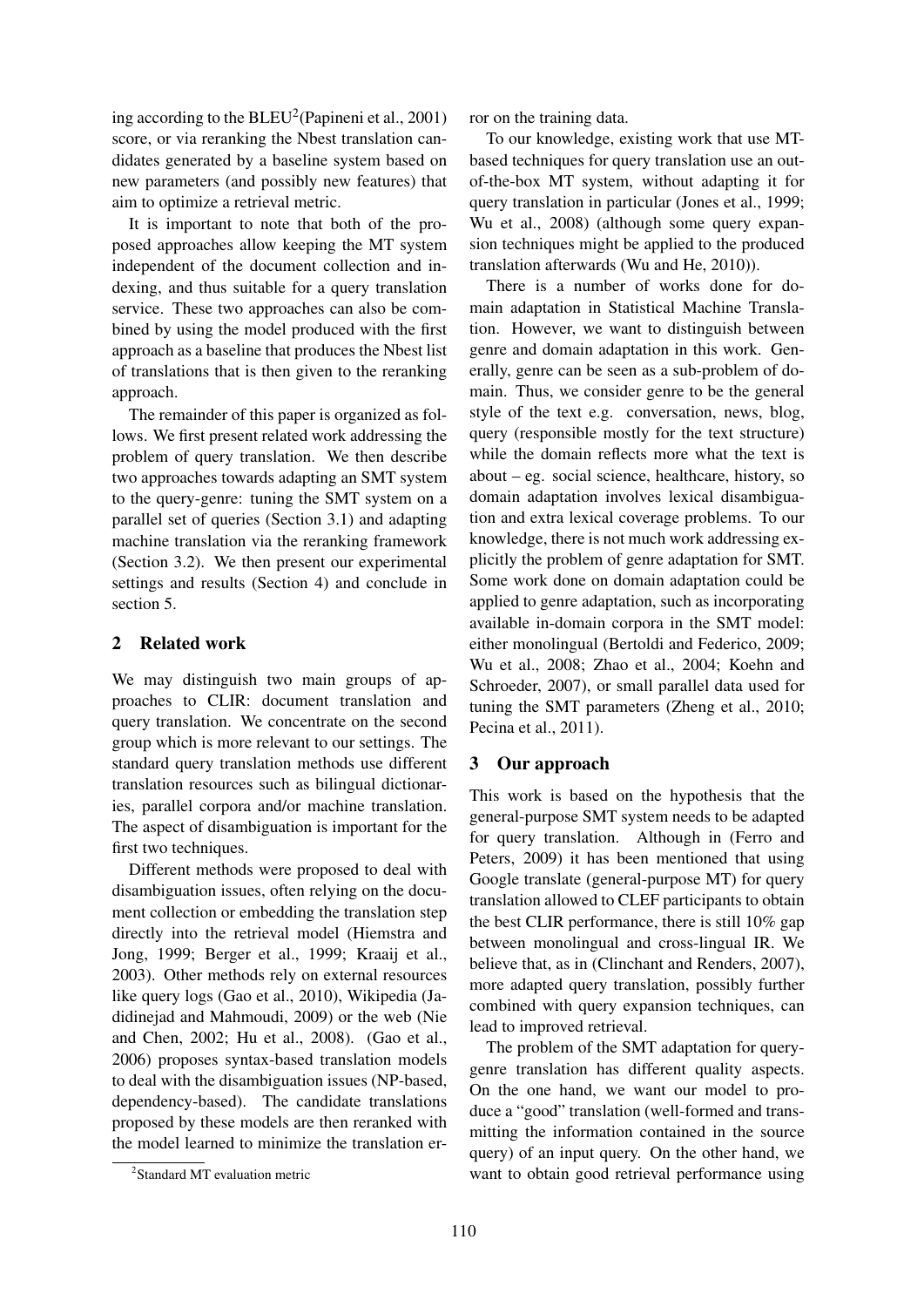ing according to the BLEU[2](Papineni et al., 2001) score, or via reranking the Nbest translation candidates generated by a baseline system based on new parameters (and possibly new features) that aim to optimize a retrieval metric.

It is important to note that both of the proposed approaches allow keeping the MT system independent of the document collection and indexing, and thus suitable for a query translation service. These two approaches can also be combined by using the model produced with the first approach as a baseline that produces the Nbest list of translations that is then given to the reranking approach.

The remainder of this paper is organized as follows. We first present related work addressing the problem of query translation. We then describe two approaches towards adapting an SMT system to the query-genre: tuning the SMT system on a parallel set of queries (Section 3.1) and adapting machine translation via the reranking framework (Section 3.2). We then present our experimental settings and results (Section 4) and conclude in section 5.

## 2 Related work

We may distinguish two main groups of approaches to CLIR: document translation and query translation. We concentrate on the second group which is more relevant to our settings. The standard query translation methods use different translation resources such as bilingual dictionaries, parallel corpora and/or machine translation. The aspect of disambiguation is important for the first two techniques.

Different methods were proposed to deal with disambiguation issues, often relying on the document collection or embedding the translation step directly into the retrieval model (Hiemstra and Jong, 1999; Berger et al., 1999; Kraaij et al., 2003). Other methods rely on external resources like query logs (Gao et al., 2010), Wikipedia (Jadidinejad and Mahmoudi, 2009) or the web (Nie and Chen, 2002; Hu et al., 2008). (Gao et al., 2006) proposes syntax-based translation models to deal with the disambiguation issues (NP-based, dependency-based). The candidate translations proposed by these models are then reranked with the model learned to minimize the translation error on the training data.

To our knowledge, existing work that use MT-based techniques for query translation use an out-of-the-box MT system, without adapting it for query translation in particular (Jones et al., 1999; Wu et al., 2008) (although some query expansion techniques might be applied to the produced translation afterwards (Wu and He, 2010)).

There is a number of works done for domain adaptation in Statistical Machine Translation. However, we want to distinguish between genre and domain adaptation in this work. Generally, genre can be seen as a sub-problem of domain. Thus, we consider genre to be the general style of the text e.g. conversation, news, blog, query (responsible mostly for the text structure) while the domain reflects more what the text is about – eg. social science, healthcare, history, so domain adaptation involves lexical disambiguation and extra lexical coverage problems. To our knowledge, there is not much work addressing explicitly the problem of genre adaptation for SMT. Some work done on domain adaptation could be applied to genre adaptation, such as incorporating available in-domain corpora in the SMT model: either monolingual (Bertoldi and Federico, 2009; Wu et al., 2008; Zhao et al., 2004; Koehn and Schroeder, 2007), or small parallel data used for tuning the SMT parameters (Zheng et al., 2010; Pecina et al., 2011).

## 3 Our approach

This work is based on the hypothesis that the general-purpose SMT system needs to be adapted for query translation. Although in (Ferro and Peters, 2009) it has been mentioned that using Google translate (general-purpose MT) for query translation allowed to CLEF participants to obtain the best CLIR performance, there is still 10% gap between monolingual and cross-lingual IR. We believe that, as in (Clinchant and Renders, 2007), more adapted query translation, possibly further combined with query expansion techniques, can lead to improved retrieval.

The problem of the SMT adaptation for query-genre translation has different quality aspects. On the one hand, we want our model to produce a "good" translation (well-formed and transmitting the information contained in the source query) of an input query. On the other hand, we want to obtain good retrieval performance using

[2]Standard MT evaluation metric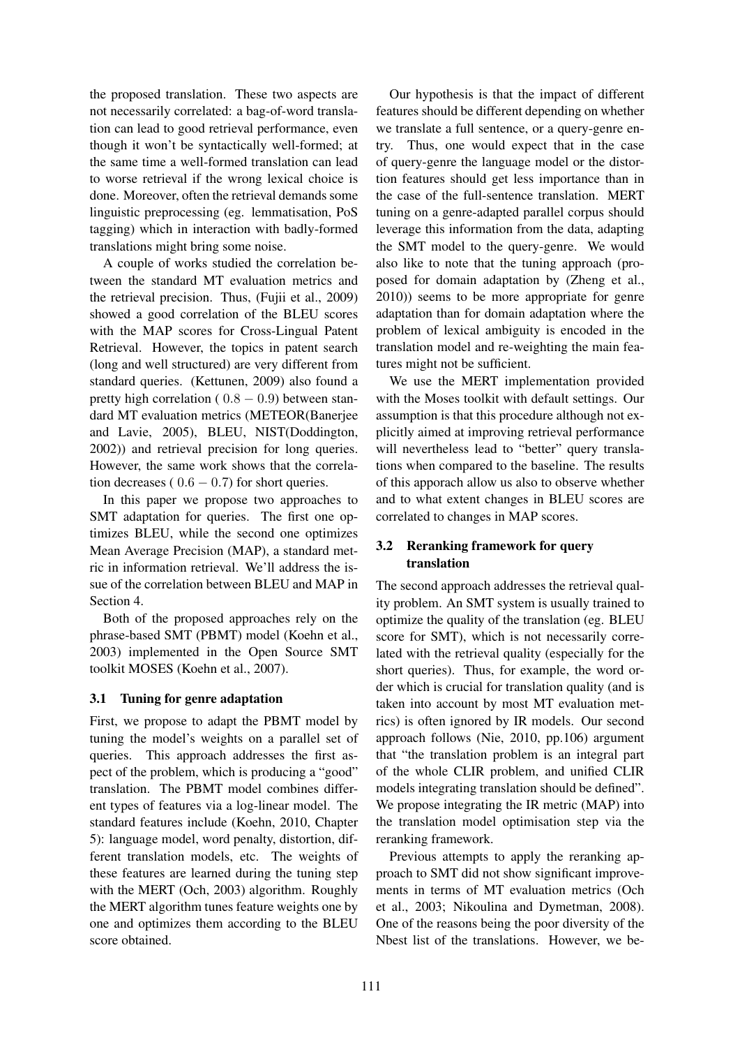the proposed translation. These two aspects are not necessarily correlated: a bag-of-word translation can lead to good retrieval performance, even though it won't be syntactically well-formed; at the same time a well-formed translation can lead to worse retrieval if the wrong lexical choice is done. Moreover, often the retrieval demands some linguistic preprocessing (eg. lemmatisation, PoS tagging) which in interaction with badly-formed translations might bring some noise.

A couple of works studied the correlation between the standard MT evaluation metrics and the retrieval precision. Thus, (Fujii et al., 2009) showed a good correlation of the BLEU scores with the MAP scores for Cross-Lingual Patent Retrieval. However, the topics in patent search (long and well structured) are very different from standard queries. (Kettunen, 2009) also found a pretty high correlation ( $0.8 - 0.9$) between standard MT evaluation metrics (METEOR(Banerjee and Lavie, 2005), BLEU, NIST(Doddington, 2002)) and retrieval precision for long queries. However, the same work shows that the correlation decreases ( $0.6 - 0.7$) for short queries.

In this paper we propose two approaches to SMT adaptation for queries. The first one optimizes BLEU, while the second one optimizes Mean Average Precision (MAP), a standard metric in information retrieval. We'll address the issue of the correlation between BLEU and MAP in Section 4.

Both of the proposed approaches rely on the phrase-based SMT (PBMT) model (Koehn et al., 2003) implemented in the Open Source SMT toolkit MOSES (Koehn et al., 2007).

### 3.1 Tuning for genre adaptation

First, we propose to adapt the PBMT model by tuning the model's weights on a parallel set of queries. This approach addresses the first aspect of the problem, which is producing a "good" translation. The PBMT model combines different types of features via a log-linear model. The standard features include (Koehn, 2010, Chapter 5): language model, word penalty, distortion, different translation models, etc. The weights of these features are learned during the tuning step with the MERT (Och, 2003) algorithm. Roughly the MERT algorithm tunes feature weights one by one and optimizes them according to the BLEU score obtained.

Our hypothesis is that the impact of different features should be different depending on whether we translate a full sentence, or a query-genre entry. Thus, one would expect that in the case of query-genre the language model or the distortion features should get less importance than in the case of the full-sentence translation. MERT tuning on a genre-adapted parallel corpus should leverage this information from the data, adapting the SMT model to the query-genre. We would also like to note that the tuning approach (proposed for domain adaptation by (Zheng et al., 2010)) seems to be more appropriate for genre adaptation than for domain adaptation where the problem of lexical ambiguity is encoded in the translation model and re-weighting the main features might not be sufficient.

We use the MERT implementation provided with the Moses toolkit with default settings. Our assumption is that this procedure although not explicitly aimed at improving retrieval performance will nevertheless lead to "better" query translations when compared to the baseline. The results of this apporach allow us also to observe whether and to what extent changes in BLEU scores are correlated to changes in MAP scores.

### 3.2 Reranking framework for query translation

The second approach addresses the retrieval quality problem. An SMT system is usually trained to optimize the quality of the translation (eg. BLEU score for SMT), which is not necessarily correlated with the retrieval quality (especially for the short queries). Thus, for example, the word order which is crucial for translation quality (and is taken into account by most MT evaluation metrics) is often ignored by IR models. Our second approach follows (Nie, 2010, pp.106) argument that "the translation problem is an integral part of the whole CLIR problem, and unified CLIR models integrating translation should be defined". We propose integrating the IR metric (MAP) into the translation model optimisation step via the reranking framework.

Previous attempts to apply the reranking approach to SMT did not show significant improvements in terms of MT evaluation metrics (Och et al., 2003; Nikoulina and Dymetman, 2008). One of the reasons being the poor diversity of the Nbest list of the translations. However, we be-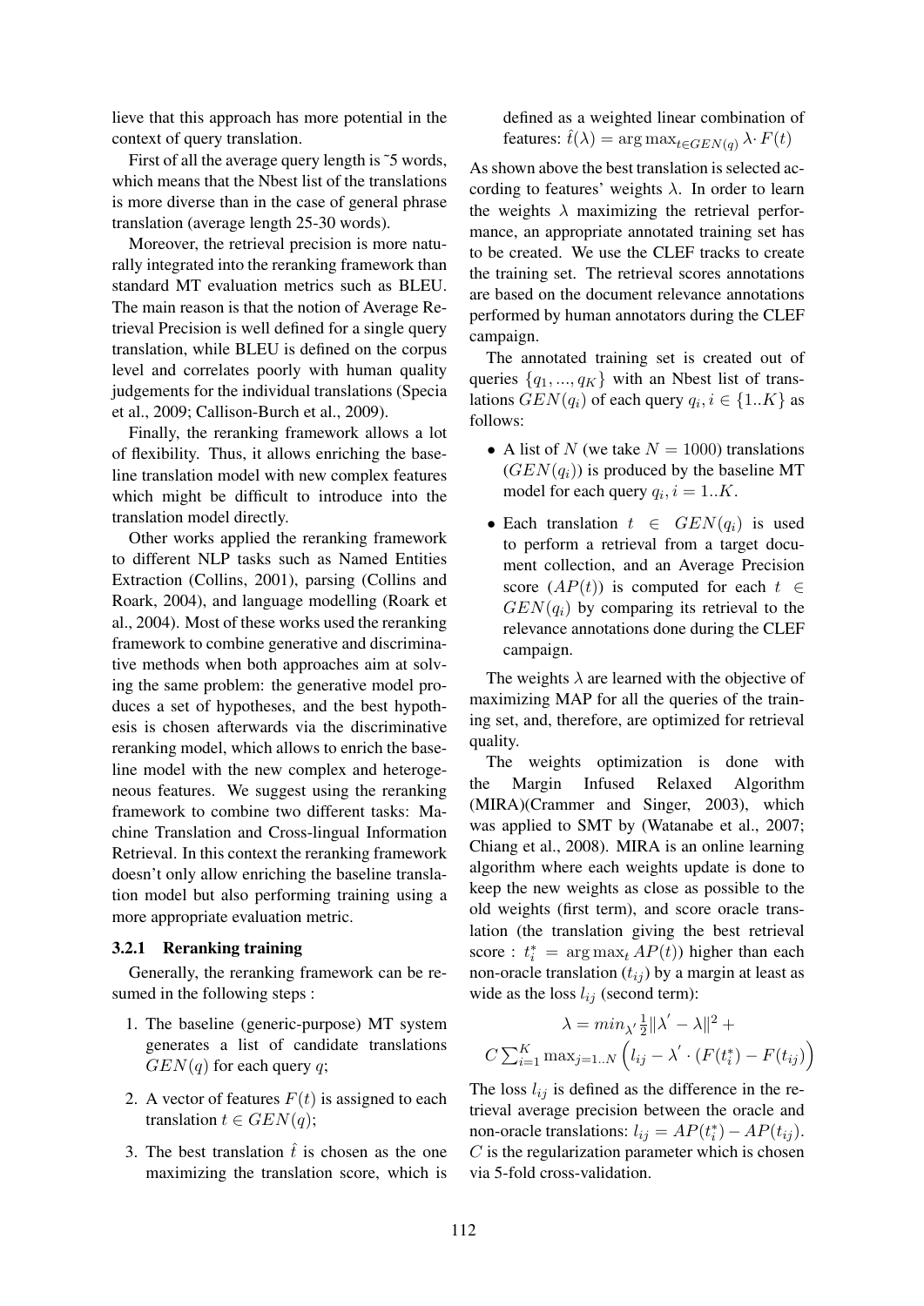lieve that this approach has more potential in the context of query translation.

First of all the average query length is ˜5 words, which means that the Nbest list of the translations is more diverse than in the case of general phrase translation (average length 25-30 words).

Moreover, the retrieval precision is more naturally integrated into the reranking framework than standard MT evaluation metrics such as BLEU. The main reason is that the notion of Average Retrieval Precision is well defined for a single query translation, while BLEU is defined on the corpus level and correlates poorly with human quality judgements for the individual translations (Specia et al., 2009; Callison-Burch et al., 2009).

Finally, the reranking framework allows a lot of flexibility. Thus, it allows enriching the baseline translation model with new complex features which might be difficult to introduce into the translation model directly.

Other works applied the reranking framework to different NLP tasks such as Named Entities Extraction (Collins, 2001), parsing (Collins and Roark, 2004), and language modelling (Roark et al., 2004). Most of these works used the reranking framework to combine generative and discriminative methods when both approaches aim at solving the same problem: the generative model produces a set of hypotheses, and the best hypothesis is chosen afterwards via the discriminative reranking model, which allows to enrich the baseline model with the new complex and heterogeneous features. We suggest using the reranking framework to combine two different tasks: Machine Translation and Cross-lingual Information Retrieval. In this context the reranking framework doesn't only allow enriching the baseline translation model but also performing training using a more appropriate evaluation metric.

#### 3.2.1 Reranking training

Generally, the reranking framework can be resumed in the following steps :

1. The baseline (generic-purpose) MT system generates a list of candidate translations $GEN(q)$ for each query $q$;
2. A vector of features $F(t)$ is assigned to each translation $t \in GEN(q)$;
3. The best translation $\hat{t}$ is chosen as the one maximizing the translation score, which is defined as a weighted linear combination of features: $\hat{t}(\lambda) = \arg\max_{t \in GEN(q)} \lambda \cdot F(t)$

As shown above the best translation is selected according to features' weights $\lambda$. In order to learn the weights $\lambda$ maximizing the retrieval performance, an appropriate annotated training set has to be created. We use the CLEF tracks to create the training set. The retrieval scores annotations are based on the document relevance annotations performed by human annotators during the CLEF campaign.

The annotated training set is created out of queries $\{q_1, ..., q_K\}$ with an Nbest list of translations $GEN(q_i)$ of each query $q_i, i \in \{1..K\}$ as follows:

- A list of $N$ (we take $N = 1000$) translations ($GEN(q_i)$) is produced by the baseline MT model for each query $q_i, i = 1..K$.
- Each translation $t \in GEN(q_i)$ is used to perform a retrieval from a target document collection, and an Average Precision score ($AP(t)$) is computed for each $t \in GEN(q_i)$ by comparing its retrieval to the relevance annotations done during the CLEF campaign.

The weights $\lambda$ are learned with the objective of maximizing MAP for all the queries of the training set, and, therefore, are optimized for retrieval quality.

The weights optimization is done with the Margin Infused Relaxed Algorithm (MIRA)(Crammer and Singer, 2003), which was applied to SMT by (Watanabe et al., 2007; Chiang et al., 2008). MIRA is an online learning algorithm where each weights update is done to keep the new weights as close as possible to the old weights (first term), and score oracle translation (the translation giving the best retrieval score : $t_i^* = \arg\max_t AP(t)$) higher than each non-oracle translation ($t_{ij}$) by a margin at least as wide as the loss $l_{ij}$ (second term):

$$\lambda = min_{\lambda'} \frac{1}{2}\|\lambda' - \lambda\|^2 + C\sum_{i=1}^{K} \max_{j=1..N} \left( l_{ij} - \lambda' \cdot (F(t_i^*) - F(t_{ij}) \right)$$

The loss $l_{ij}$ is defined as the difference in the retrieval average precision between the oracle and non-oracle translations: $l_{ij} = AP(t_i^*) - AP(t_{ij})$. $C$ is the regularization parameter which is chosen via 5-fold cross-validation.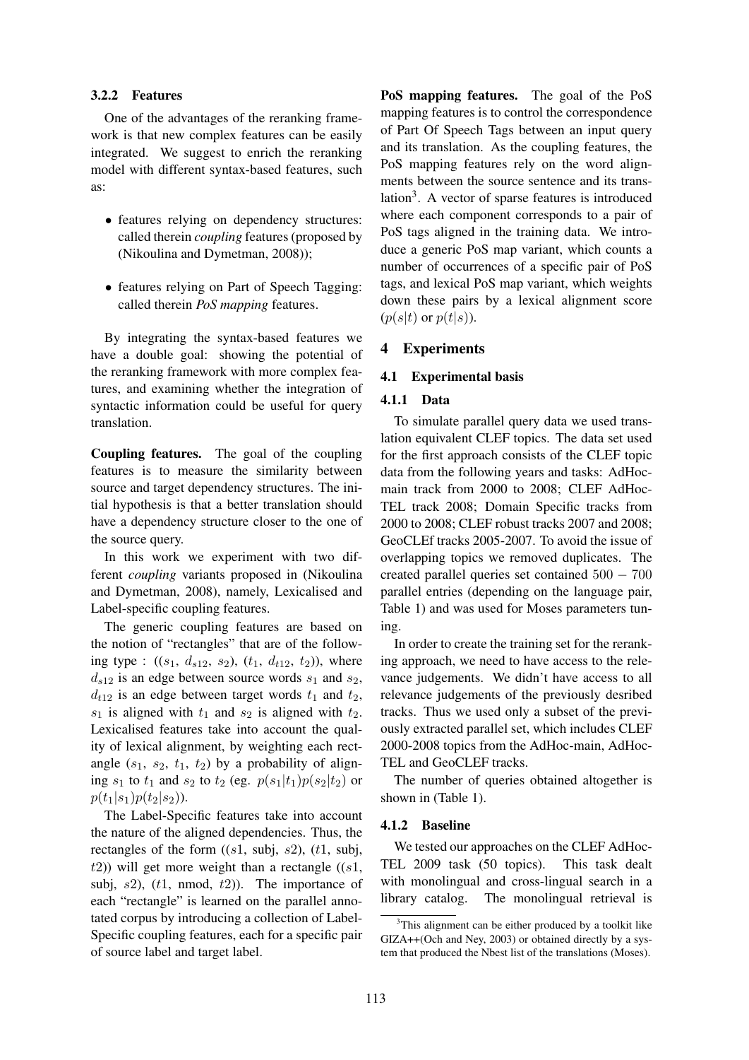### 3.2.2 Features

One of the advantages of the reranking framework is that new complex features can be easily integrated. We suggest to enrich the reranking model with different syntax-based features, such as:

- features relying on dependency structures: called therein *coupling* features (proposed by (Nikoulina and Dymetman, 2008));
- features relying on Part of Speech Tagging: called therein *PoS mapping* features.

By integrating the syntax-based features we have a double goal: showing the potential of the reranking framework with more complex features, and examining whether the integration of syntactic information could be useful for query translation.

**Coupling features.** The goal of the coupling features is to measure the similarity between source and target dependency structures. The initial hypothesis is that a better translation should have a dependency structure closer to the one of the source query.

In this work we experiment with two different *coupling* variants proposed in (Nikoulina and Dymetman, 2008), namely, Lexicalised and Label-specific coupling features.

The generic coupling features are based on the notion of "rectangles" that are of the following type : (($s_1$, $d_{s12}$, $s_2$), ($t_1$, $d_{t12}$, $t_2$)), where $d_{s12}$ is an edge between source words $s_1$ and $s_2$, $d_{t12}$ is an edge between target words $t_1$ and $t_2$, $s_1$ is aligned with $t_1$ and $s_2$ is aligned with $t_2$. Lexicalised features take into account the quality of lexical alignment, by weighting each rectangle ($s_1$, $s_2$, $t_1$, $t_2$) by a probability of aligning $s_1$ to $t_1$ and $s_2$ to $t_2$ (eg. $p(s_1|t_1)p(s_2|t_2)$ or $p(t_1|s_1)p(t_2|s_2)$).

The Label-Specific features take into account the nature of the aligned dependencies. Thus, the rectangles of the form (($s1$, subj, $s2$), ($t1$, subj, $t2$)) will get more weight than a rectangle (($s1$, subj, $s2$), ($t1$, nmod, $t2$)). The importance of each "rectangle" is learned on the parallel annotated corpus by introducing a collection of Label-Specific coupling features, each for a specific pair of source label and target label.

**PoS mapping features.** The goal of the PoS mapping features is to control the correspondence of Part Of Speech Tags between an input query and its translation. As the coupling features, the PoS mapping features rely on the word alignments between the source sentence and its translation[3]. A vector of sparse features is introduced where each component corresponds to a pair of PoS tags aligned in the training data. We introduce a generic PoS map variant, which counts a number of occurrences of a specific pair of PoS tags, and lexical PoS map variant, which weights down these pairs by a lexical alignment score ($p(s|t)$ or $p(t|s)$).

## 4 Experiments

### 4.1 Experimental basis

#### 4.1.1 Data

To simulate parallel query data we used translation equivalent CLEF topics. The data set used for the first approach consists of the CLEF topic data from the following years and tasks: AdHoc-main track from 2000 to 2008; CLEF AdHoc-TEL track 2008; Domain Specific tracks from 2000 to 2008; CLEF robust tracks 2007 and 2008; GeoCLEf tracks 2005-2007. To avoid the issue of overlapping topics we removed duplicates. The created parallel queries set contained $500 - 700$ parallel entries (depending on the language pair, Table 1) and was used for Moses parameters tuning.

In order to create the training set for the reranking approach, we need to have access to the relevance judgements. We didn't have access to all relevance judgements of the previously desribed tracks. Thus we used only a subset of the previously extracted parallel set, which includes CLEF 2000-2008 topics from the AdHoc-main, AdHoc-TEL and GeoCLEF tracks.

The number of queries obtained altogether is shown in (Table 1).

#### 4.1.2 Baseline

We tested our approaches on the CLEF AdHoc-TEL 2009 task (50 topics). This task dealt with monolingual and cross-lingual search in a library catalog. The monolingual retrieval is

[3] This alignment can be either produced by a toolkit like GIZA++(Och and Ney, 2003) or obtained directly by a system that produced the Nbest list of the translations (Moses).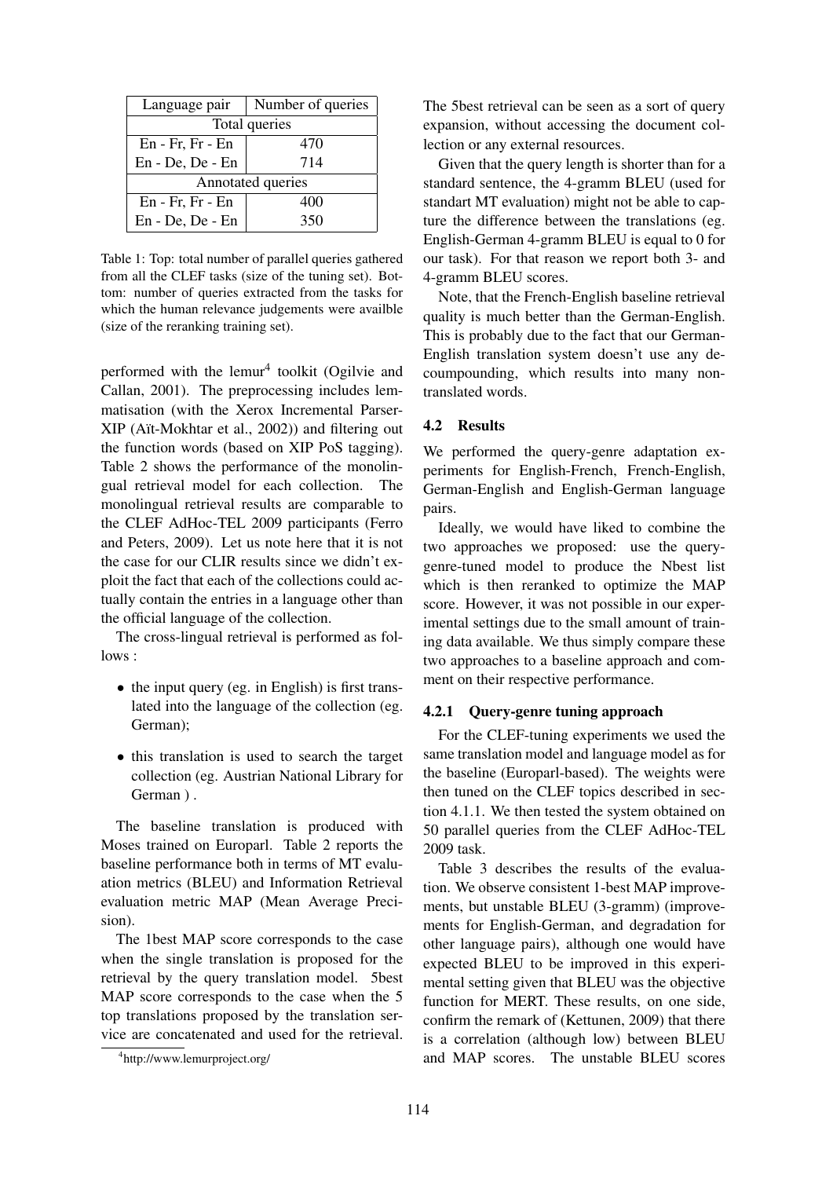| Language pair | Number of queries |
|---|---|
| Total queries | |
| En - Fr, Fr - En | 470 |
| En - De, De - En | 714 |
| Annotated queries | |
| En - Fr, Fr - En | 400 |
| En - De, De - En | 350 |

Table 1: Top: total number of parallel queries gathered from all the CLEF tasks (size of the tuning set). Bottom: number of queries extracted from the tasks for which the human relevance judgements were availble (size of the reranking training set).

performed with the lemur[4] toolkit (Ogilvie and Callan, 2001). The preprocessing includes lemmatisation (with the Xerox Incremental Parser-XIP (Aït-Mokhtar et al., 2002)) and filtering out the function words (based on XIP PoS tagging). Table 2 shows the performance of the monolingual retrieval model for each collection. The monolingual retrieval results are comparable to the CLEF AdHoc-TEL 2009 participants (Ferro and Peters, 2009). Let us note here that it is not the case for our CLIR results since we didn't exploit the fact that each of the collections could actually contain the entries in a language other than the official language of the collection.

The cross-lingual retrieval is performed as follows :

- the input query (eg. in English) is first translated into the language of the collection (eg. German);
- this translation is used to search the target collection (eg. Austrian National Library for German ) .

The baseline translation is produced with Moses trained on Europarl. Table 2 reports the baseline performance both in terms of MT evaluation metrics (BLEU) and Information Retrieval evaluation metric MAP (Mean Average Precision).

The 1best MAP score corresponds to the case when the single translation is proposed for the retrieval by the query translation model. 5best MAP score corresponds to the case when the 5 top translations proposed by the translation service are concatenated and used for the retrieval. The 5best retrieval can be seen as a sort of query expansion, without accessing the document collection or any external resources.

[4]http://www.lemurproject.org/

Given that the query length is shorter than for a standard sentence, the 4-gramm BLEU (used for standart MT evaluation) might not be able to capture the difference between the translations (eg. English-German 4-gramm BLEU is equal to 0 for our task). For that reason we report both 3- and 4-gramm BLEU scores.

Note, that the French-English baseline retrieval quality is much better than the German-English. This is probably due to the fact that our German-English translation system doesn't use any decoumpounding, which results into many non-translated words.

### 4.2 Results

We performed the query-genre adaptation experiments for English-French, French-English, German-English and English-German language pairs.

Ideally, we would have liked to combine the two approaches we proposed: use the query-genre-tuned model to produce the Nbest list which is then reranked to optimize the MAP score. However, it was not possible in our experimental settings due to the small amount of training data available. We thus simply compare these two approaches to a baseline approach and comment on their respective performance.

#### 4.2.1 Query-genre tuning approach

For the CLEF-tuning experiments we used the same translation model and language model as for the baseline (Europarl-based). The weights were then tuned on the CLEF topics described in section 4.1.1. We then tested the system obtained on 50 parallel queries from the CLEF AdHoc-TEL 2009 task.

Table 3 describes the results of the evaluation. We observe consistent 1-best MAP improvements, but unstable BLEU (3-gramm) (improvements for English-German, and degradation for other language pairs), although one would have expected BLEU to be improved in this experimental setting given that BLEU was the objective function for MERT. These results, on one side, confirm the remark of (Kettunen, 2009) that there is a correlation (although low) between BLEU and MAP scores. The unstable BLEU scores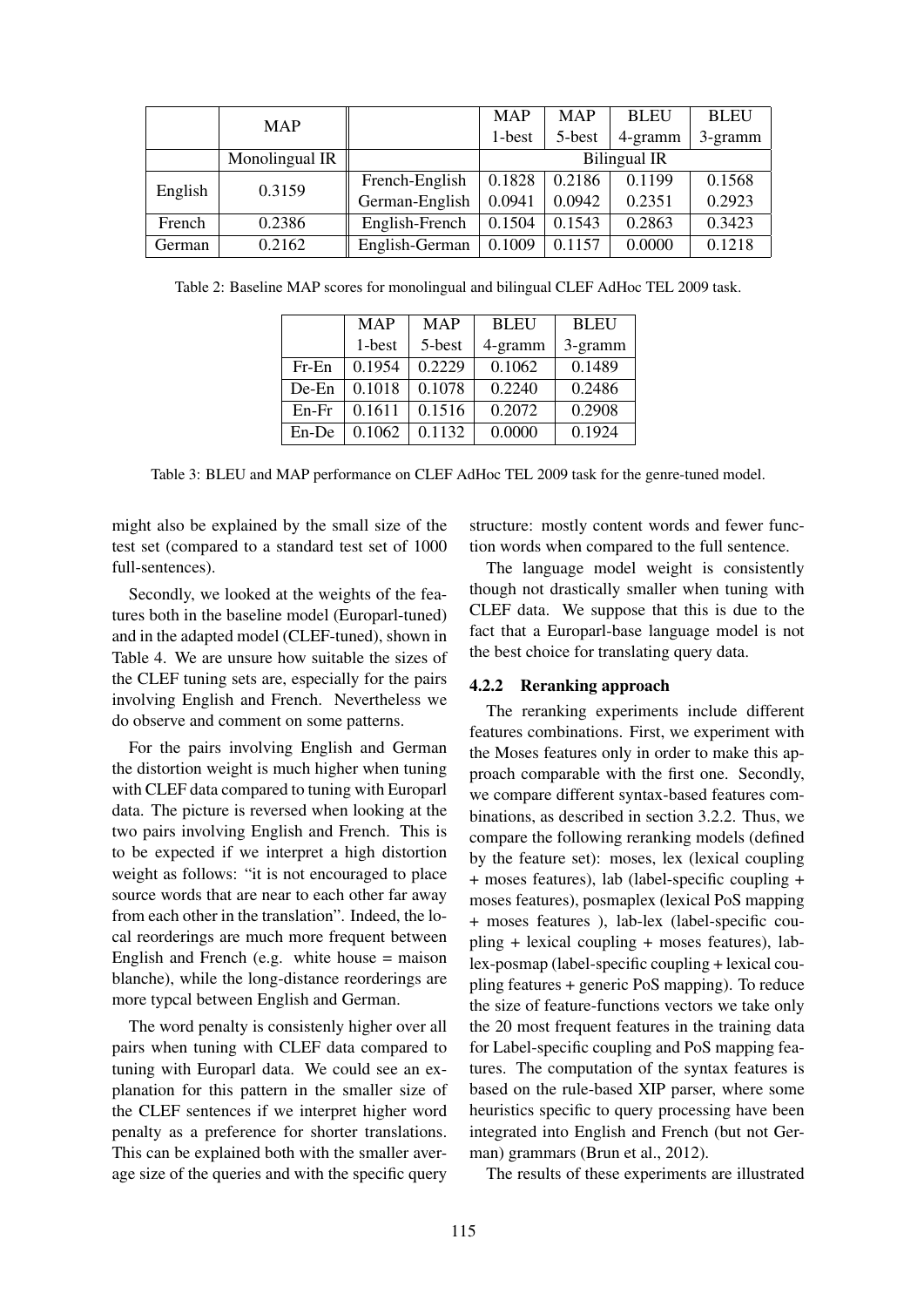|  | MAP |  | MAP | MAP | BLEU | BLEU |
|---|---|---|---|---|---|---|
|  |  |  | 1-best | 5-best | 4-gramm | 3-gramm |
|  | Monolingual IR |  | Bilingual IR |  |  |  |
| English | 0.3159 | French-English | 0.1828 | 0.2186 | 0.1199 | 0.1568 |
|  |  | German-English | 0.0941 | 0.0942 | 0.2351 | 0.2923 |
| French | 0.2386 | English-French | 0.1504 | 0.1543 | 0.2863 | 0.3423 |
| German | 0.2162 | English-German | 0.1009 | 0.1157 | 0.0000 | 0.1218 |

Table 2: Baseline MAP scores for monolingual and bilingual CLEF AdHoc TEL 2009 task.

|  | MAP 1-best | MAP 5-best | BLEU 4-gramm | BLEU 3-gramm |
|---|---|---|---|---|
| Fr-En | 0.1954 | 0.2229 | 0.1062 | 0.1489 |
| De-En | 0.1018 | 0.1078 | 0.2240 | 0.2486 |
| En-Fr | 0.1611 | 0.1516 | 0.2072 | 0.2908 |
| En-De | 0.1062 | 0.1132 | 0.0000 | 0.1924 |

Table 3: BLEU and MAP performance on CLEF AdHoc TEL 2009 task for the genre-tuned model.

might also be explained by the small size of the test set (compared to a standard test set of 1000 full-sentences).

Secondly, we looked at the weights of the features both in the baseline model (Europarl-tuned) and in the adapted model (CLEF-tuned), shown in Table 4. We are unsure how suitable the sizes of the CLEF tuning sets are, especially for the pairs involving English and French. Nevertheless we do observe and comment on some patterns.

For the pairs involving English and German the distortion weight is much higher when tuning with CLEF data compared to tuning with Europarl data. The picture is reversed when looking at the two pairs involving English and French. This is to be expected if we interpret a high distortion weight as follows: "it is not encouraged to place source words that are near to each other far away from each other in the translation". Indeed, the local reorderings are much more frequent between English and French (e.g. white house = maison blanche), while the long-distance reorderings are more typcal between English and German.

The word penalty is consistenly higher over all pairs when tuning with CLEF data compared to tuning with Europarl data. We could see an explanation for this pattern in the smaller size of the CLEF sentences if we interpret higher word penalty as a preference for shorter translations. This can be explained both with the smaller average size of the queries and with the specific query structure: mostly content words and fewer function words when compared to the full sentence.

The language model weight is consistently though not drastically smaller when tuning with CLEF data. We suppose that this is due to the fact that a Europarl-base language model is not the best choice for translating query data.

#### 4.2.2 Reranking approach

The reranking experiments include different features combinations. First, we experiment with the Moses features only in order to make this approach comparable with the first one. Secondly, we compare different syntax-based features combinations, as described in section 3.2.2. Thus, we compare the following reranking models (defined by the feature set): moses, lex (lexical coupling + moses features), lab (label-specific coupling + moses features), posmaplex (lexical PoS mapping + moses features ), lab-lex (label-specific coupling + lexical coupling + moses features), lab-lex-posmap (label-specific coupling + lexical coupling features + generic PoS mapping). To reduce the size of feature-functions vectors we take only the 20 most frequent features in the training data for Label-specific coupling and PoS mapping features. The computation of the syntax features is based on the rule-based XIP parser, where some heuristics specific to query processing have been integrated into English and French (but not German) grammars (Brun et al., 2012).

The results of these experiments are illustrated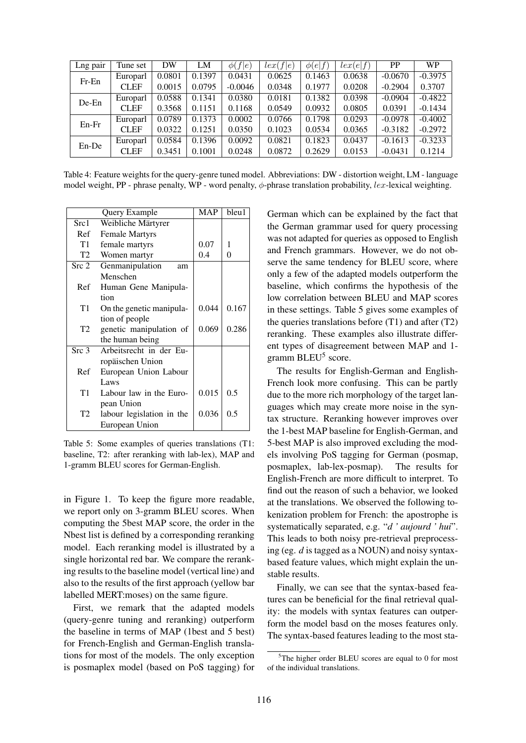| Lng pair | Tune set | DW | LM | $\phi(f\|e)$ | $lex(f\|e)$ | $\phi(e\|f)$ | $lex(e\|f)$ | PP | WP |
|---|---|---|---|---|---|---|---|---|---|
| Fr-En | Europarl | 0.0801 | 0.1397 | 0.0431 | 0.0625 | 0.1463 | 0.0638 | -0.0670 | -0.3975 |
| | CLEF | 0.0015 | 0.0795 | -0.0046 | 0.0348 | 0.1977 | 0.0208 | -0.2904 | 0.3707 |
| De-En | Europarl | 0.0588 | 0.1341 | 0.0380 | 0.0181 | 0.1382 | 0.0398 | -0.0904 | -0.4822 |
| | CLEF | 0.3568 | 0.1151 | 0.1168 | 0.0549 | 0.0932 | 0.0805 | 0.0391 | -0.1434 |
| En-Fr | Europarl | 0.0789 | 0.1373 | 0.0002 | 0.0766 | 0.1798 | 0.0293 | -0.0978 | -0.4002 |
| | CLEF | 0.0322 | 0.1251 | 0.0350 | 0.1023 | 0.0534 | 0.0365 | -0.3182 | -0.2972 |
| En-De | Europarl | 0.0584 | 0.1396 | 0.0092 | 0.0821 | 0.1823 | 0.0437 | -0.1613 | -0.3233 |
| | CLEF | 0.3451 | 0.1001 | 0.0248 | 0.0872 | 0.2629 | 0.0153 | -0.0431 | 0.1214 |

Table 4: Feature weights for the query-genre tuned model. Abbreviations: DW - distortion weight, LM - language model weight, PP - phrase penalty, WP - word penalty, $\phi$-phrase translation probability, $lex$-lexical weighting.

| | Query Example | MAP | bleu1 |
|---|---|---|---|
| Src1 | Weibliche Märtyrer | | |
| Ref | Female Martyrs | | |
| T1 | female martyrs | 0.07 | 1 |
| T2 | Women martyr | 0.4 | 0 |
| Src 2 | Genmanipulation am Menschen | | |
| Ref | Human Gene Manipulation | | |
| T1 | On the genetic manipulation of people | 0.044 | 0.167 |
| T2 | genetic manipulation of the human being | 0.069 | 0.286 |
| Src 3 | Arbeitsrecht in der Europäischen Union | | |
| Ref | European Union Labour Laws | | |
| T1 | Labour law in the European Union | 0.015 | 0.5 |
| T2 | labour legislation in the European Union | 0.036 | 0.5 |

Table 5: Some examples of queries translations (T1: baseline, T2: after reranking with lab-lex), MAP and 1-gramm BLEU scores for German-English.

in Figure 1. To keep the figure more readable, we report only on 3-gramm BLEU scores. When computing the 5best MAP score, the order in the Nbest list is defined by a corresponding reranking model. Each reranking model is illustrated by a single horizontal red bar. We compare the reranking results to the baseline model (vertical line) and also to the results of the first approach (yellow bar labelled MERT:moses) on the same figure.

First, we remark that the adapted models (query-genre tuning and reranking) outperform the baseline in terms of MAP (1best and 5 best) for French-English and German-English translations for most of the models. The only exception is posmaplex model (based on PoS tagging) for German which can be explained by the fact that the German grammar used for query processing was not adapted for queries as opposed to English and French grammars. However, we do not observe the same tendency for BLEU score, where only a few of the adapted models outperform the baseline, which confirms the hypothesis of the low correlation between BLEU and MAP scores in these settings. Table 5 gives some examples of the queries translations before (T1) and after (T2) reranking. These examples also illustrate different types of disagreement between MAP and 1-gramm BLEU[5] score.

The results for English-German and English-French look more confusing. This can be partly due to the more rich morphology of the target languages which may create more noise in the syntax structure. Reranking however improves over the 1-best MAP baseline for English-German, and 5-best MAP is also improved excluding the models involving PoS tagging for German (posmap, posmaplex, lab-lex-posmap). The results for English-French are more difficult to interpret. To find out the reason of such a behavior, we looked at the translations. We observed the following tokenization problem for French: the apostrophe is systematically separated, e.g. "*d ' aujourd ' hui*". This leads to both noisy pre-retrieval preprocessing (eg. *d* is tagged as a NOUN) and noisy syntax-based feature values, which might explain the unstable results.

Finally, we can see that the syntax-based features can be beneficial for the final retrieval quality: the models with syntax features can outperform the model basd on the moses features only. The syntax-based features leading to the most sta-

[5] The higher order BLEU scores are equal to 0 for most of the individual translations.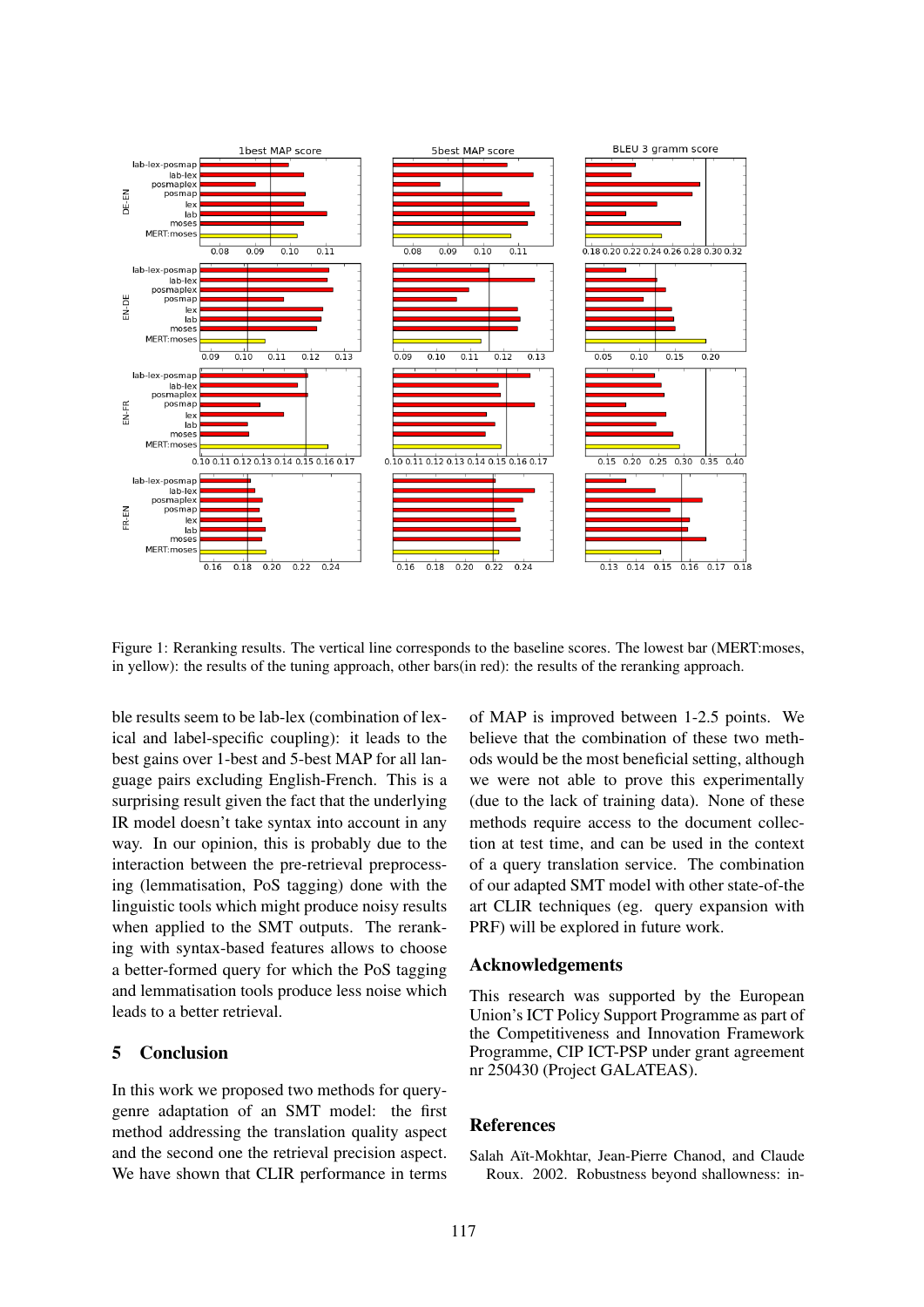Figure 1: Reranking results. The vertical line corresponds to the baseline scores. The lowest bar (MERT:moses, in yellow): the results of the tuning approach, other bars(in red): the results of the reranking approach.

ble results seem to be lab-lex (combination of lexical and label-specific coupling): it leads to the best gains over 1-best and 5-best MAP for all language pairs excluding English-French. This is a surprising result given the fact that the underlying IR model doesn't take syntax into account in any way. In our opinion, this is probably due to the interaction between the pre-retrieval preprocessing (lemmatisation, PoS tagging) done with the linguistic tools which might produce noisy results when applied to the SMT outputs. The reranking with syntax-based features allows to choose a better-formed query for which the PoS tagging and lemmatisation tools produce less noise which leads to a better retrieval.

## 5 Conclusion

In this work we proposed two methods for query-genre adaptation of an SMT model: the first method addressing the translation quality aspect and the second one the retrieval precision aspect. We have shown that CLIR performance in terms of MAP is improved between 1-2.5 points. We believe that the combination of these two methods would be the most beneficial setting, although we were not able to prove this experimentally (due to the lack of training data). None of these methods require access to the document collection at test time, and can be used in the context of a query translation service. The combination of our adapted SMT model with other state-of-the art CLIR techniques (eg. query expansion with PRF) will be explored in future work.

## Acknowledgements

This research was supported by the European Union's ICT Policy Support Programme as part of the Competitiveness and Innovation Framework Programme, CIP ICT-PSP under grant agreement nr 250430 (Project GALATEAS).

## References

Salah Aït-Mokhtar, Jean-Pierre Chanod, and Claude Roux. 2002. Robustness beyond shallowness: in-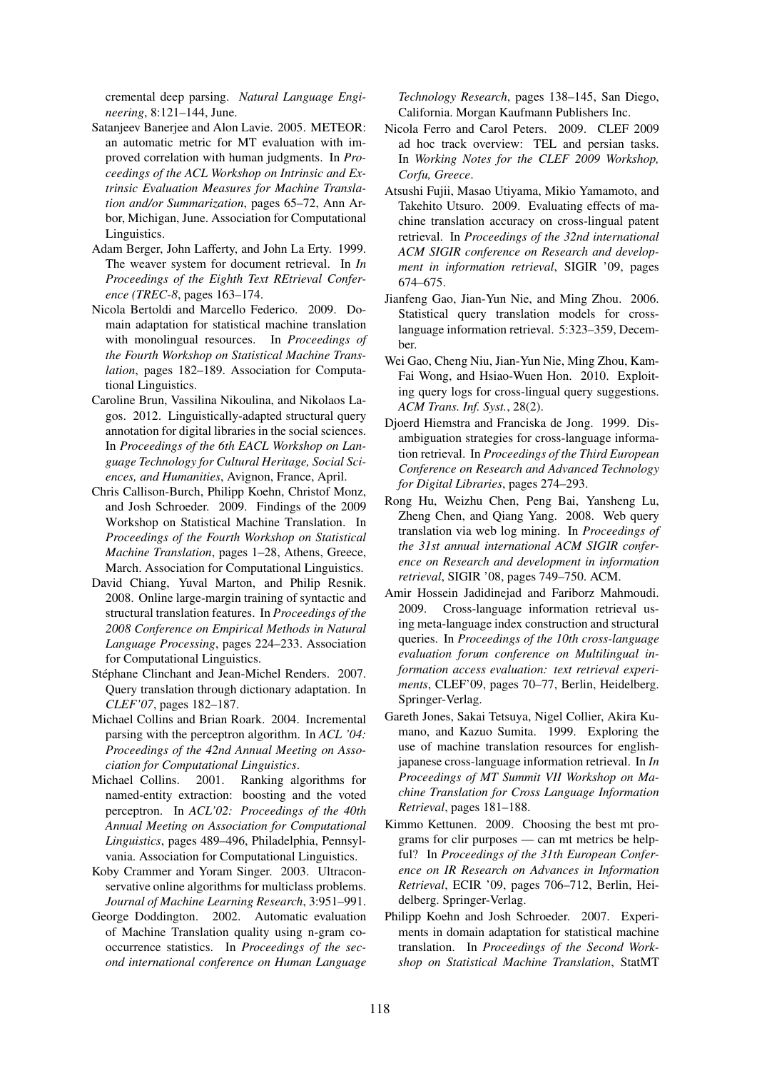cremental deep parsing. *Natural Language Engineering*, 8:121–144, June.

Satanjeev Banerjee and Alon Lavie. 2005. METEOR: an automatic metric for MT evaluation with improved correlation with human judgments. In *Proceedings of the ACL Workshop on Intrinsic and Extrinsic Evaluation Measures for Machine Translation and/or Summarization*, pages 65–72, Ann Arbor, Michigan, June. Association for Computational Linguistics.

Adam Berger, John Lafferty, and John La Erty. 1999. The weaver system for document retrieval. In *In Proceedings of the Eighth Text REtrieval Conference (TREC-8*, pages 163–174.

Nicola Bertoldi and Marcello Federico. 2009. Domain adaptation for statistical machine translation with monolingual resources. In *Proceedings of the Fourth Workshop on Statistical Machine Translation*, pages 182–189. Association for Computational Linguistics.

Caroline Brun, Vassilina Nikoulina, and Nikolaos Lagos. 2012. Linguistically-adapted structural query annotation for digital libraries in the social sciences. In *Proceedings of the 6th EACL Workshop on Language Technology for Cultural Heritage, Social Sciences, and Humanities*, Avignon, France, April.

Chris Callison-Burch, Philipp Koehn, Christof Monz, and Josh Schroeder. 2009. Findings of the 2009 Workshop on Statistical Machine Translation. In *Proceedings of the Fourth Workshop on Statistical Machine Translation*, pages 1–28, Athens, Greece, March. Association for Computational Linguistics.

David Chiang, Yuval Marton, and Philip Resnik. 2008. Online large-margin training of syntactic and structural translation features. In *Proceedings of the 2008 Conference on Empirical Methods in Natural Language Processing*, pages 224–233. Association for Computational Linguistics.

Stéphane Clinchant and Jean-Michel Renders. 2007. Query translation through dictionary adaptation. In *CLEF'07*, pages 182–187.

Michael Collins and Brian Roark. 2004. Incremental parsing with the perceptron algorithm. In *ACL '04: Proceedings of the 42nd Annual Meeting on Association for Computational Linguistics*.

Michael Collins. 2001. Ranking algorithms for named-entity extraction: boosting and the voted perceptron. In *ACL'02: Proceedings of the 40th Annual Meeting on Association for Computational Linguistics*, pages 489–496, Philadelphia, Pennsylvania. Association for Computational Linguistics.

Koby Crammer and Yoram Singer. 2003. Ultraconservative online algorithms for multiclass problems. *Journal of Machine Learning Research*, 3:951–991.

George Doddington. 2002. Automatic evaluation of Machine Translation quality using n-gram cooccurrence statistics. In *Proceedings of the second international conference on Human Language Technology Research*, pages 138–145, San Diego, California. Morgan Kaufmann Publishers Inc.

Nicola Ferro and Carol Peters. 2009. CLEF 2009 ad hoc track overview: TEL and persian tasks. In *Working Notes for the CLEF 2009 Workshop, Corfu, Greece*.

Atsushi Fujii, Masao Utiyama, Mikio Yamamoto, and Takehito Utsuro. 2009. Evaluating effects of machine translation accuracy on cross-lingual patent retrieval. In *Proceedings of the 32nd international ACM SIGIR conference on Research and development in information retrieval*, SIGIR '09, pages 674–675.

Jianfeng Gao, Jian-Yun Nie, and Ming Zhou. 2006. Statistical query translation models for cross-language information retrieval. 5:323–359, December.

Wei Gao, Cheng Niu, Jian-Yun Nie, Ming Zhou, Kam-Fai Wong, and Hsiao-Wuen Hon. 2010. Exploiting query logs for cross-lingual query suggestions. *ACM Trans. Inf. Syst.*, 28(2).

Djoerd Hiemstra and Franciska de Jong. 1999. Disambiguation strategies for cross-language information retrieval. In *Proceedings of the Third European Conference on Research and Advanced Technology for Digital Libraries*, pages 274–293.

Rong Hu, Weizhu Chen, Peng Bai, Yansheng Lu, Zheng Chen, and Qiang Yang. 2008. Web query translation via web log mining. In *Proceedings of the 31st annual international ACM SIGIR conference on Research and development in information retrieval*, SIGIR '08, pages 749–750. ACM.

Amir Hossein Jadidinejad and Fariborz Mahmoudi. 2009. Cross-language information retrieval using meta-language index construction and structural queries. In *Proceedings of the 10th cross-language evaluation forum conference on Multilingual information access evaluation: text retrieval experiments*, CLEF'09, pages 70–77, Berlin, Heidelberg. Springer-Verlag.

Gareth Jones, Sakai Tetsuya, Nigel Collier, Akira Kumano, and Kazuo Sumita. 1999. Exploring the use of machine translation resources for english-japanese cross-language information retrieval. In *In Proceedings of MT Summit VII Workshop on Machine Translation for Cross Language Information Retrieval*, pages 181–188.

Kimmo Kettunen. 2009. Choosing the best mt programs for clir purposes — can mt metrics be helpful? In *Proceedings of the 31th European Conference on IR Research on Advances in Information Retrieval*, ECIR '09, pages 706–712, Berlin, Heidelberg. Springer-Verlag.

Philipp Koehn and Josh Schroeder. 2007. Experiments in domain adaptation for statistical machine translation. In *Proceedings of the Second Workshop on Statistical Machine Translation*, StatMT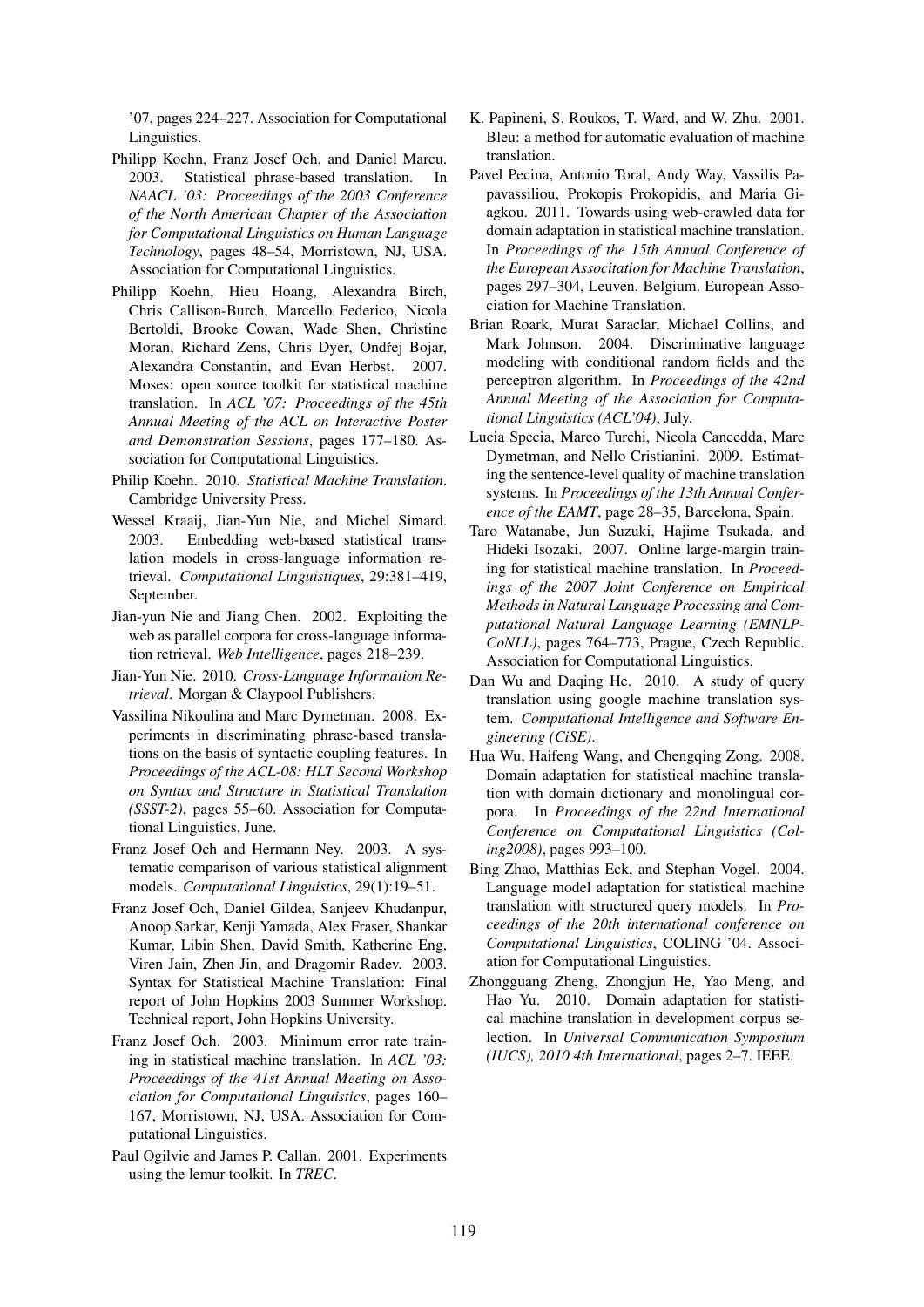'07, pages 224–227. Association for Computational Linguistics.

Philipp Koehn, Franz Josef Och, and Daniel Marcu. 2003. Statistical phrase-based translation. In *NAACL '03: Proceedings of the 2003 Conference of the North American Chapter of the Association for Computational Linguistics on Human Language Technology*, pages 48–54, Morristown, NJ, USA. Association for Computational Linguistics.

Philipp Koehn, Hieu Hoang, Alexandra Birch, Chris Callison-Burch, Marcello Federico, Nicola Bertoldi, Brooke Cowan, Wade Shen, Christine Moran, Richard Zens, Chris Dyer, Ondřej Bojar, Alexandra Constantin, and Evan Herbst. 2007. Moses: open source toolkit for statistical machine translation. In *ACL '07: Proceedings of the 45th Annual Meeting of the ACL on Interactive Poster and Demonstration Sessions*, pages 177–180. Association for Computational Linguistics.

Philip Koehn. 2010. *Statistical Machine Translation*. Cambridge University Press.

Wessel Kraaij, Jian-Yun Nie, and Michel Simard. 2003. Embedding web-based statistical translation models in cross-language information retrieval. *Computational Linguistiques*, 29:381–419, September.

Jian-yun Nie and Jiang Chen. 2002. Exploiting the web as parallel corpora for cross-language information retrieval. *Web Intelligence*, pages 218–239.

Jian-Yun Nie. 2010. *Cross-Language Information Retrieval*. Morgan & Claypool Publishers.

Vassilina Nikoulina and Marc Dymetman. 2008. Experiments in discriminating phrase-based translations on the basis of syntactic coupling features. In *Proceedings of the ACL-08: HLT Second Workshop on Syntax and Structure in Statistical Translation (SSST-2)*, pages 55–60. Association for Computational Linguistics, June.

Franz Josef Och and Hermann Ney. 2003. A systematic comparison of various statistical alignment models. *Computational Linguistics*, 29(1):19–51.

Franz Josef Och, Daniel Gildea, Sanjeev Khudanpur, Anoop Sarkar, Kenji Yamada, Alex Fraser, Shankar Kumar, Libin Shen, David Smith, Katherine Eng, Viren Jain, Zhen Jin, and Dragomir Radev. 2003. Syntax for Statistical Machine Translation: Final report of John Hopkins 2003 Summer Workshop. Technical report, John Hopkins University.

Franz Josef Och. 2003. Minimum error rate training in statistical machine translation. In *ACL '03: Proceedings of the 41st Annual Meeting on Association for Computational Linguistics*, pages 160–167, Morristown, NJ, USA. Association for Computational Linguistics.

Paul Ogilvie and James P. Callan. 2001. Experiments using the lemur toolkit. In *TREC*.

K. Papineni, S. Roukos, T. Ward, and W. Zhu. 2001. Bleu: a method for automatic evaluation of machine translation.

Pavel Pecina, Antonio Toral, Andy Way, Vassilis Papavassiliou, Prokopis Prokopidis, and Maria Giagkou. 2011. Towards using web-crawled data for domain adaptation in statistical machine translation. In *Proceedings of the 15th Annual Conference of the European Assocation for Machine Translation*, pages 297–304, Leuven, Belgium. European Association for Machine Translation.

Brian Roark, Murat Saraclar, Michael Collins, and Mark Johnson. 2004. Discriminative language modeling with conditional random fields and the perceptron algorithm. In *Proceedings of the 42nd Annual Meeting of the Association for Computational Linguistics (ACL'04)*, July.

Lucia Specia, Marco Turchi, Nicola Cancedda, Marc Dymetman, and Nello Cristianini. 2009. Estimating the sentence-level quality of machine translation systems. In *Proceedings of the 13th Annual Conference of the EAMT*, page 28–35, Barcelona, Spain.

Taro Watanabe, Jun Suzuki, Hajime Tsukada, and Hideki Isozaki. 2007. Online large-margin training for statistical machine translation. In *Proceedings of the 2007 Joint Conference on Empirical Methods in Natural Language Processing and Computational Natural Language Learning (EMNLP-CoNLL)*, pages 764–773, Prague, Czech Republic. Association for Computational Linguistics.

Dan Wu and Daqing He. 2010. A study of query translation using google machine translation system. *Computational Intelligence and Software Engineering (CiSE)*.

Hua Wu, Haifeng Wang, and Chengqing Zong. 2008. Domain adaptation for statistical machine translation with domain dictionary and monolingual corpora. In *Proceedings of the 22nd International Conference on Computational Linguistics (Coling2008)*, pages 993–100.

Bing Zhao, Matthias Eck, and Stephan Vogel. 2004. Language model adaptation for statistical machine translation with structured query models. In *Proceedings of the 20th international conference on Computational Linguistics*, COLING '04. Association for Computational Linguistics.

Zhongguang Zheng, Zhongjun He, Yao Meng, and Hao Yu. 2010. Domain adaptation for statistical machine translation in development corpus selection. In *Universal Communication Symposium (IUCS), 2010 4th International*, pages 2–7. IEEE.